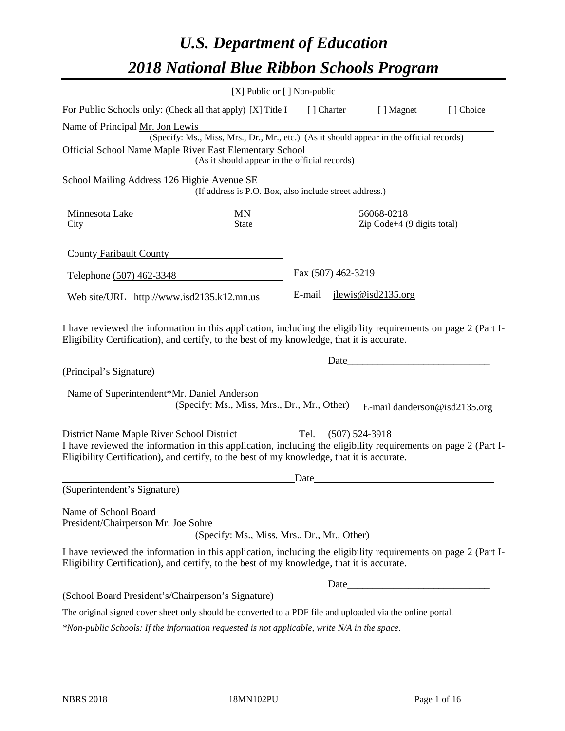# *U.S. Department of Education*

# *2018 National Blue Ribbon Schools Program*

[X] Public or [ ] Non-public

For Public Schools only: (Check all that apply) [X] Title I [ ] Charter [ ] Magnet [ ] Choice

Name of Principal Mr. Jon Lewis

(Specify: Ms., Miss, Mrs., Dr., Mr., etc.) (As it should appear in the official records)

Official School Name Maple River East Elementary School

(As it should appear in the official records)

School Mailing Address 126 Higbie Avenue SE

(If address is P.O. Box, also include street address.)

| Minnesota Lake | MN | 56068-0218 |
|---|---|---|
| City | State | Zip Code+4 (9 digits total) |

County Faribault County

Telephone (507) 462-3348 Fax (507) 462-3219

Web site/URL http://www.isd2135.k12.mn.us E-mail jlewis@isd2135.org

I have reviewed the information in this application, including the eligibility requirements on page 2 (Part I-Eligibility Certification), and certify, to the best of my knowledge, that it is accurate.

_______________________________________ Date_________________________

(Principal's Signature)

Name of Superintendent*Mr. Daniel Anderson

(Specify: Ms., Miss, Mrs., Dr., Mr., Other) E-mail danderson@isd2135.org

District Name Maple River School District Tel. (507) 524-3918

I have reviewed the information in this application, including the eligibility requirements on page 2 (Part I-Eligibility Certification), and certify, to the best of my knowledge, that it is accurate.

_______________________________________ Date_________________________

(Superintendent's Signature)

Name of School Board
President/Chairperson Mr. Joe Sohre

(Specify: Ms., Miss, Mrs., Dr., Mr., Other)

I have reviewed the information in this application, including the eligibility requirements on page 2 (Part I-Eligibility Certification), and certify, to the best of my knowledge, that it is accurate.

_______________________________________ Date_________________________

(School Board President's/Chairperson's Signature)

The original signed cover sheet only should be converted to a PDF file and uploaded via the online portal.

*\*Non-public Schools: If the information requested is not applicable, write N/A in the space.*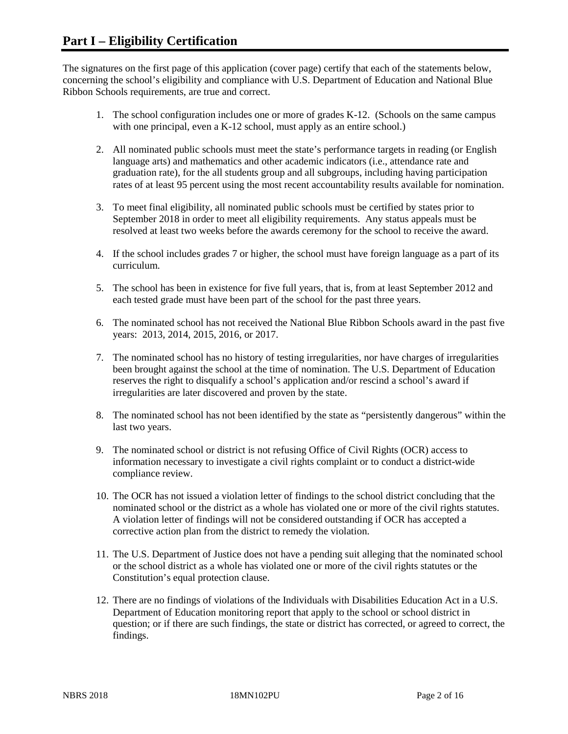# Part I – Eligibility Certification

The signatures on the first page of this application (cover page) certify that each of the statements below, concerning the school's eligibility and compliance with U.S. Department of Education and National Blue Ribbon Schools requirements, are true and correct.

1. The school configuration includes one or more of grades K-12. (Schools on the same campus with one principal, even a K-12 school, must apply as an entire school.)
2. All nominated public schools must meet the state's performance targets in reading (or English language arts) and mathematics and other academic indicators (i.e., attendance rate and graduation rate), for the all students group and all subgroups, including having participation rates of at least 95 percent using the most recent accountability results available for nomination.
3. To meet final eligibility, all nominated public schools must be certified by states prior to September 2018 in order to meet all eligibility requirements. Any status appeals must be resolved at least two weeks before the awards ceremony for the school to receive the award.
4. If the school includes grades 7 or higher, the school must have foreign language as a part of its curriculum.
5. The school has been in existence for five full years, that is, from at least September 2012 and each tested grade must have been part of the school for the past three years.
6. The nominated school has not received the National Blue Ribbon Schools award in the past five years: 2013, 2014, 2015, 2016, or 2017.
7. The nominated school has no history of testing irregularities, nor have charges of irregularities been brought against the school at the time of nomination. The U.S. Department of Education reserves the right to disqualify a school's application and/or rescind a school's award if irregularities are later discovered and proven by the state.
8. The nominated school has not been identified by the state as "persistently dangerous" within the last two years.
9. The nominated school or district is not refusing Office of Civil Rights (OCR) access to information necessary to investigate a civil rights complaint or to conduct a district-wide compliance review.
10. The OCR has not issued a violation letter of findings to the school district concluding that the nominated school or the district as a whole has violated one or more of the civil rights statutes. A violation letter of findings will not be considered outstanding if OCR has accepted a corrective action plan from the district to remedy the violation.
11. The U.S. Department of Justice does not have a pending suit alleging that the nominated school or the school district as a whole has violated one or more of the civil rights statutes or the Constitution's equal protection clause.
12. There are no findings of violations of the Individuals with Disabilities Education Act in a U.S. Department of Education monitoring report that apply to the school or school district in question; or if there are such findings, the state or district has corrected, or agreed to correct, the findings.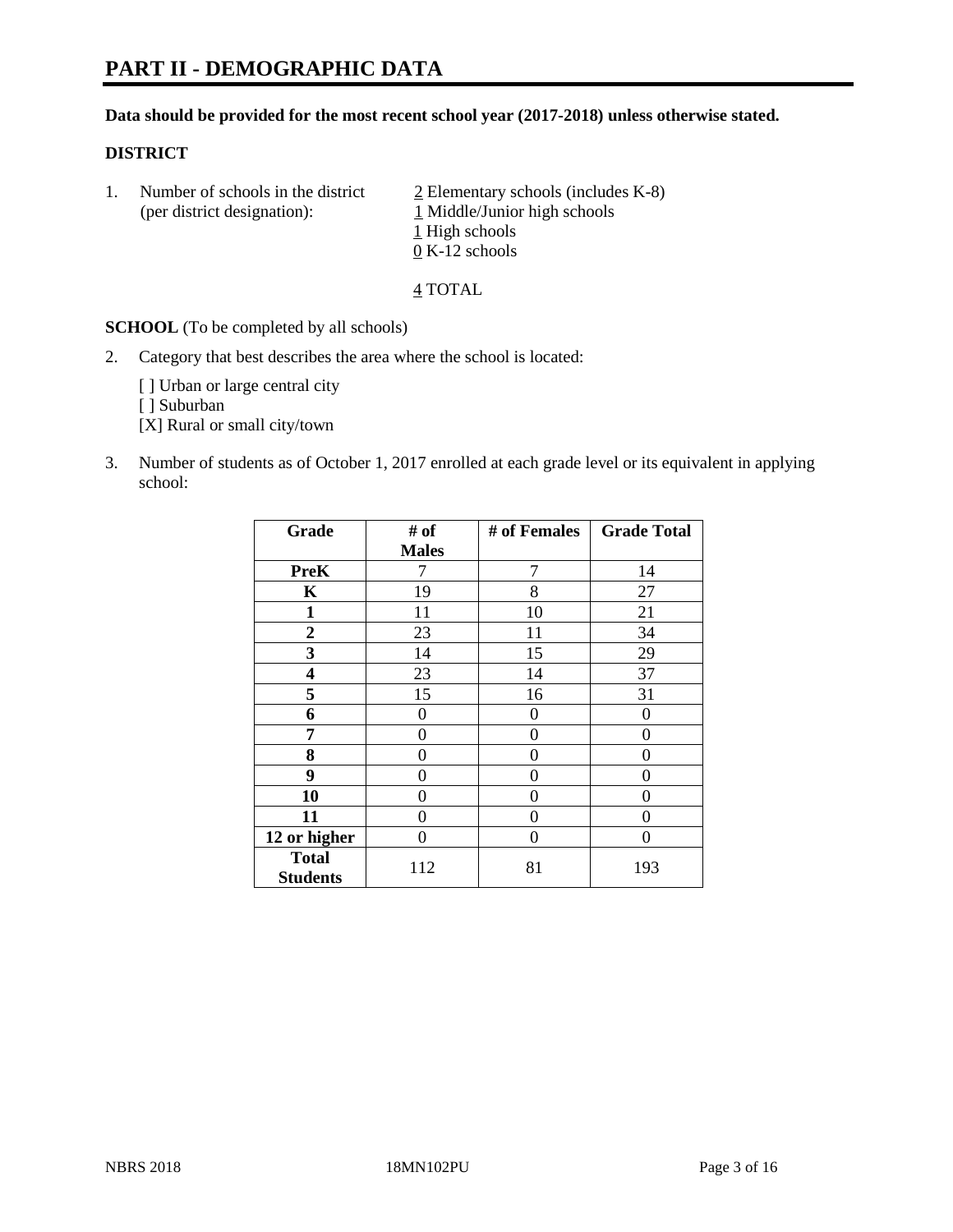# PART II - DEMOGRAPHIC DATA

**Data should be provided for the most recent school year (2017-2018) unless otherwise stated.**

**DISTRICT**

1. Number of schools in the district (per district designation):
   2 Elementary schools (includes K-8)
   1 Middle/Junior high schools
   1 High schools
   0 K-12 schools

   4 TOTAL

**SCHOOL** (To be completed by all schools)

2. Category that best describes the area where the school is located:

   [ ] Urban or large central city
   [ ] Suburban
   [X] Rural or small city/town

3. Number of students as of October 1, 2017 enrolled at each grade level or its equivalent in applying school:

| Grade | # of Males | # of Females | Grade Total |
|---|---|---|---|
| PreK | 7 | 7 | 14 |
| K | 19 | 8 | 27 |
| 1 | 11 | 10 | 21 |
| 2 | 23 | 11 | 34 |
| 3 | 14 | 15 | 29 |
| 4 | 23 | 14 | 37 |
| 5 | 15 | 16 | 31 |
| 6 | 0 | 0 | 0 |
| 7 | 0 | 0 | 0 |
| 8 | 0 | 0 | 0 |
| 9 | 0 | 0 | 0 |
| 10 | 0 | 0 | 0 |
| 11 | 0 | 0 | 0 |
| 12 or higher | 0 | 0 | 0 |
| Total Students | 112 | 81 | 193 |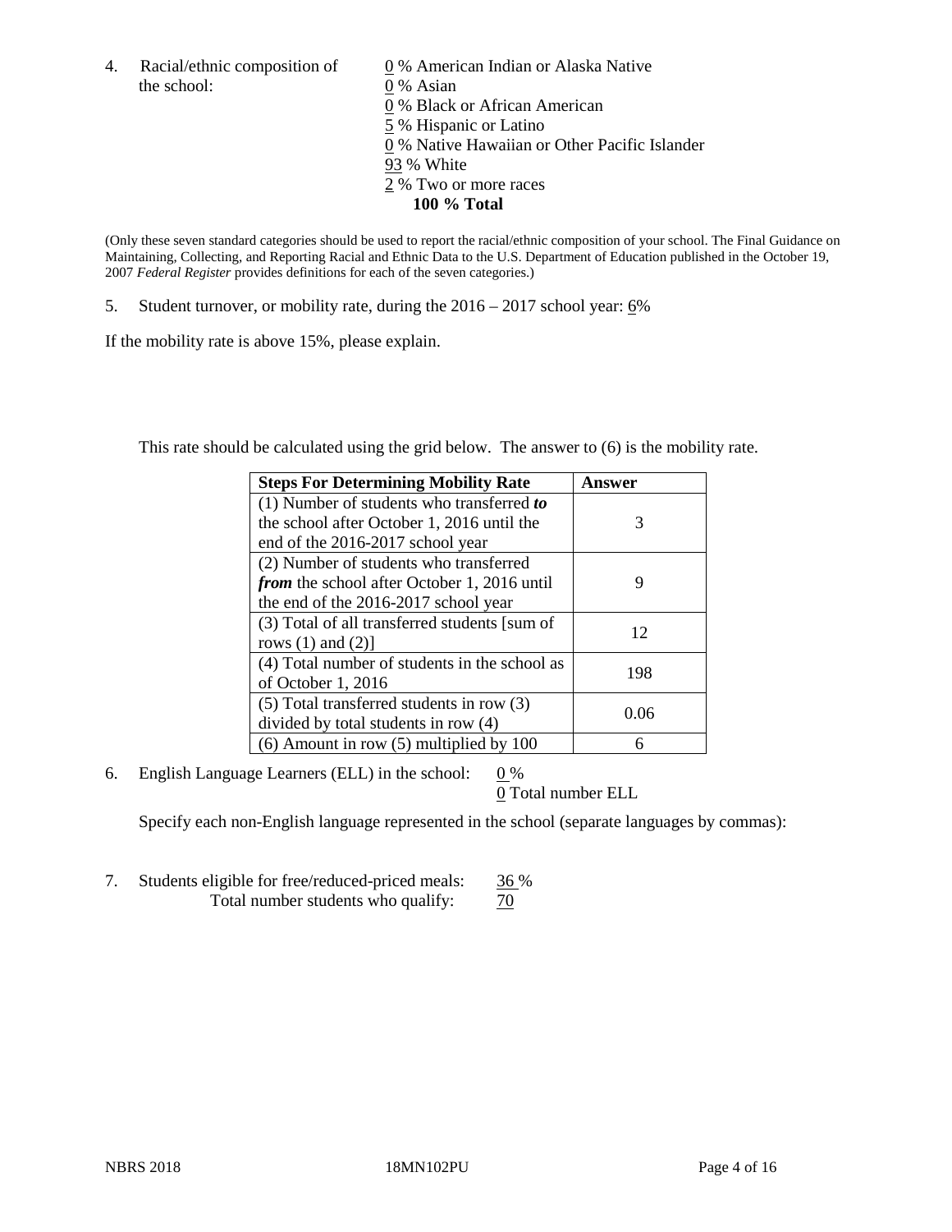4. Racial/ethnic composition of the school:

0 % American Indian or Alaska Native
0 % Asian
0 % Black or African American
5 % Hispanic or Latino
0 % Native Hawaiian or Other Pacific Islander
93 % White
2 % Two or more races
**100 % Total**

(Only these seven standard categories should be used to report the racial/ethnic composition of your school. The Final Guidance on Maintaining, Collecting, and Reporting Racial and Ethnic Data to the U.S. Department of Education published in the October 19, 2007 *Federal Register* provides definitions for each of the seven categories.)

5. Student turnover, or mobility rate, during the 2016 – 2017 school year: 6%

If the mobility rate is above 15%, please explain.

This rate should be calculated using the grid below. The answer to (6) is the mobility rate.

| **Steps For Determining Mobility Rate** | **Answer** |
|---|---|
| (1) Number of students who transferred ***to*** the school after October 1, 2016 until the end of the 2016-2017 school year | 3 |
| (2) Number of students who transferred ***from*** the school after October 1, 2016 until the end of the 2016-2017 school year | 9 |
| (3) Total of all transferred students [sum of rows (1) and (2)] | 12 |
| (4) Total number of students in the school as of October 1, 2016 | 198 |
| (5) Total transferred students in row (3) divided by total students in row (4) | 0.06 |
| (6) Amount in row (5) multiplied by 100 | 6 |

6. English Language Learners (ELL) in the school: 0 %
0 Total number ELL

Specify each non-English language represented in the school (separate languages by commas):

7. Students eligible for free/reduced-priced meals: 36 %
Total number students who qualify: 70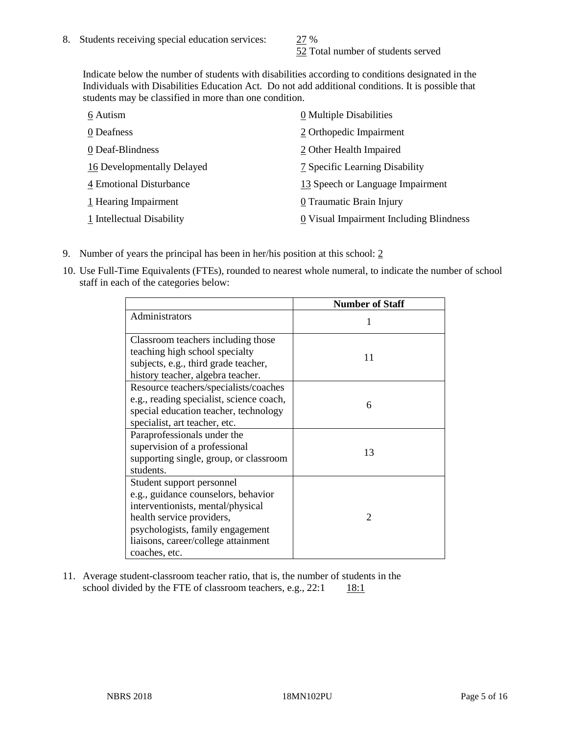8. Students receiving special education services: 27 %
   52 Total number of students served

   Indicate below the number of students with disabilities according to conditions designated in the Individuals with Disabilities Education Act. Do not add additional conditions. It is possible that students may be classified in more than one condition.

   6 Autism
   0 Deafness
   0 Deaf-Blindness
   16 Developmentally Delayed
   4 Emotional Disturbance
   1 Hearing Impairment
   1 Intellectual Disability
   0 Multiple Disabilities
   2 Orthopedic Impairment
   2 Other Health Impaired
   7 Specific Learning Disability
   13 Speech or Language Impairment
   0 Traumatic Brain Injury
   0 Visual Impairment Including Blindness

9. Number of years the principal has been in her/his position at this school: 2

10. Use Full-Time Equivalents (FTEs), rounded to nearest whole numeral, to indicate the number of school staff in each of the categories below:

|  | Number of Staff |
|---|---|
| Administrators | 1 |
| Classroom teachers including those teaching high school specialty subjects, e.g., third grade teacher, history teacher, algebra teacher. | 11 |
| Resource teachers/specialists/coaches e.g., reading specialist, science coach, special education teacher, technology specialist, art teacher, etc. | 6 |
| Paraprofessionals under the supervision of a professional supporting single, group, or classroom students. | 13 |
| Student support personnel e.g., guidance counselors, behavior interventionists, mental/physical health service providers, psychologists, family engagement liaisons, career/college attainment coaches, etc. | 2 |

11. Average student-classroom teacher ratio, that is, the number of students in the school divided by the FTE of classroom teachers, e.g., 22:1 18:1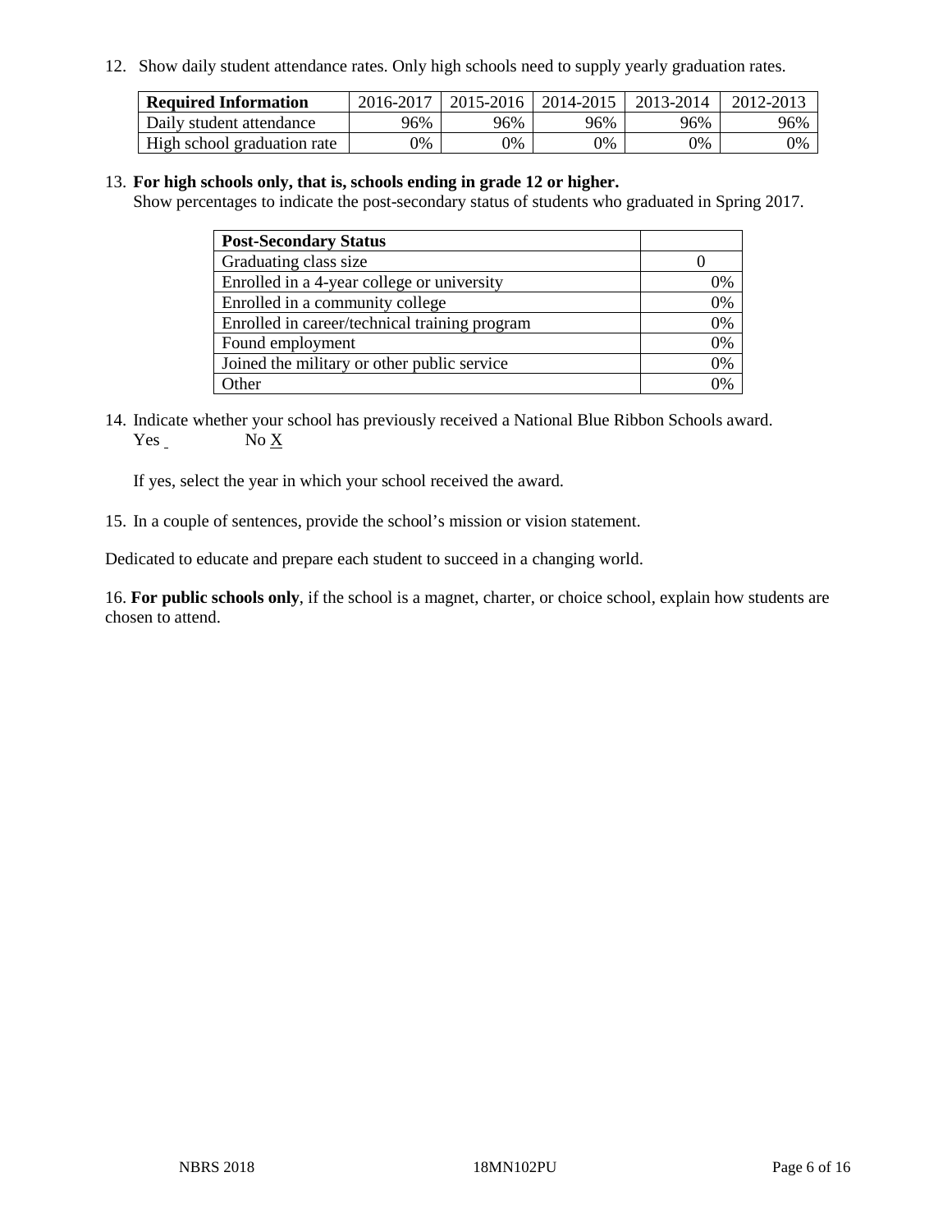12. Show daily student attendance rates. Only high schools need to supply yearly graduation rates.

| Required Information | 2016-2017 | 2015-2016 | 2014-2015 | 2013-2014 | 2012-2013 |
|---|---|---|---|---|---|
| Daily student attendance | 96% | 96% | 96% | 96% | 96% |
| High school graduation rate | 0% | 0% | 0% | 0% | 0% |

13. **For high schools only, that is, schools ending in grade 12 or higher.**
Show percentages to indicate the post-secondary status of students who graduated in Spring 2017.

| Post-Secondary Status | |
|---|---|
| Graduating class size | 0 |
| Enrolled in a 4-year college or university | 0% |
| Enrolled in a community college | 0% |
| Enrolled in career/technical training program | 0% |
| Found employment | 0% |
| Joined the military or other public service | 0% |
| Other | 0% |

14. Indicate whether your school has previously received a National Blue Ribbon Schools award.
Yes  No X

If yes, select the year in which your school received the award.

15. In a couple of sentences, provide the school's mission or vision statement.

Dedicated to educate and prepare each student to succeed in a changing world.

16. **For public schools only**, if the school is a magnet, charter, or choice school, explain how students are chosen to attend.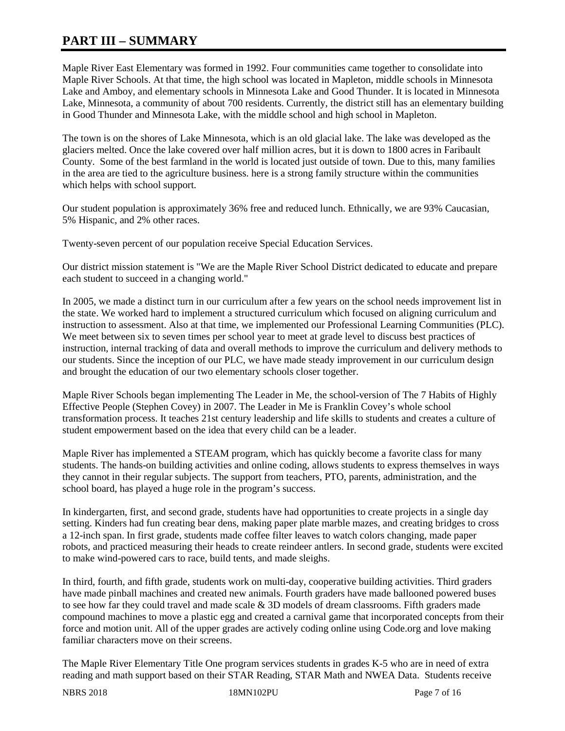# PART III – SUMMARY

Maple River East Elementary was formed in 1992. Four communities came together to consolidate into Maple River Schools. At that time, the high school was located in Mapleton, middle schools in Minnesota Lake and Amboy, and elementary schools in Minnesota Lake and Good Thunder. It is located in Minnesota Lake, Minnesota, a community of about 700 residents. Currently, the district still has an elementary building in Good Thunder and Minnesota Lake, with the middle school and high school in Mapleton.

The town is on the shores of Lake Minnesota, which is an old glacial lake. The lake was developed as the glaciers melted. Once the lake covered over half million acres, but it is down to 1800 acres in Faribault County. Some of the best farmland in the world is located just outside of town. Due to this, many families in the area are tied to the agriculture business. here is a strong family structure within the communities which helps with school support.

Our student population is approximately 36% free and reduced lunch. Ethnically, we are 93% Caucasian, 5% Hispanic, and 2% other races.

Twenty-seven percent of our population receive Special Education Services.

Our district mission statement is "We are the Maple River School District dedicated to educate and prepare each student to succeed in a changing world."

In 2005, we made a distinct turn in our curriculum after a few years on the school needs improvement list in the state. We worked hard to implement a structured curriculum which focused on aligning curriculum and instruction to assessment. Also at that time, we implemented our Professional Learning Communities (PLC). We meet between six to seven times per school year to meet at grade level to discuss best practices of instruction, internal tracking of data and overall methods to improve the curriculum and delivery methods to our students. Since the inception of our PLC, we have made steady improvement in our curriculum design and brought the education of our two elementary schools closer together.

Maple River Schools began implementing The Leader in Me, the school-version of The 7 Habits of Highly Effective People (Stephen Covey) in 2007. The Leader in Me is Franklin Covey's whole school transformation process. It teaches 21st century leadership and life skills to students and creates a culture of student empowerment based on the idea that every child can be a leader.

Maple River has implemented a STEAM program, which has quickly become a favorite class for many students. The hands-on building activities and online coding, allows students to express themselves in ways they cannot in their regular subjects. The support from teachers, PTO, parents, administration, and the school board, has played a huge role in the program's success.

In kindergarten, first, and second grade, students have had opportunities to create projects in a single day setting. Kinders had fun creating bear dens, making paper plate marble mazes, and creating bridges to cross a 12-inch span. In first grade, students made coffee filter leaves to watch colors changing, made paper robots, and practiced measuring their heads to create reindeer antlers. In second grade, students were excited to make wind-powered cars to race, build tents, and made sleighs.

In third, fourth, and fifth grade, students work on multi-day, cooperative building activities. Third graders have made pinball machines and created new animals. Fourth graders have made ballooned powered buses to see how far they could travel and made scale & 3D models of dream classrooms. Fifth graders made compound machines to move a plastic egg and created a carnival game that incorporated concepts from their force and motion unit. All of the upper grades are actively coding online using Code.org and love making familiar characters move on their screens.

The Maple River Elementary Title One program services students in grades K-5 who are in need of extra reading and math support based on their STAR Reading, STAR Math and NWEA Data. Students receive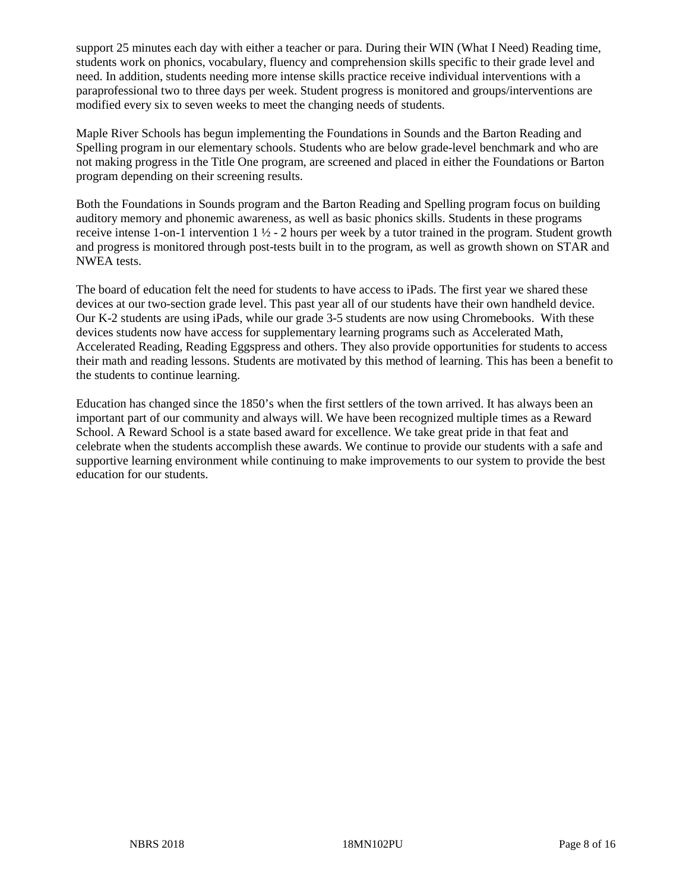support 25 minutes each day with either a teacher or para. During their WIN (What I Need) Reading time, students work on phonics, vocabulary, fluency and comprehension skills specific to their grade level and need. In addition, students needing more intense skills practice receive individual interventions with a paraprofessional two to three days per week. Student progress is monitored and groups/interventions are modified every six to seven weeks to meet the changing needs of students.

Maple River Schools has begun implementing the Foundations in Sounds and the Barton Reading and Spelling program in our elementary schools. Students who are below grade-level benchmark and who are not making progress in the Title One program, are screened and placed in either the Foundations or Barton program depending on their screening results.

Both the Foundations in Sounds program and the Barton Reading and Spelling program focus on building auditory memory and phonemic awareness, as well as basic phonics skills. Students in these programs receive intense 1-on-1 intervention 1 ½ - 2 hours per week by a tutor trained in the program. Student growth and progress is monitored through post-tests built in to the program, as well as growth shown on STAR and NWEA tests.

The board of education felt the need for students to have access to iPads. The first year we shared these devices at our two-section grade level. This past year all of our students have their own handheld device. Our K-2 students are using iPads, while our grade 3-5 students are now using Chromebooks. With these devices students now have access for supplementary learning programs such as Accelerated Math, Accelerated Reading, Reading Eggspress and others. They also provide opportunities for students to access their math and reading lessons. Students are motivated by this method of learning. This has been a benefit to the students to continue learning.

Education has changed since the 1850's when the first settlers of the town arrived. It has always been an important part of our community and always will. We have been recognized multiple times as a Reward School. A Reward School is a state based award for excellence. We take great pride in that feat and celebrate when the students accomplish these awards. We continue to provide our students with a safe and supportive learning environment while continuing to make improvements to our system to provide the best education for our students.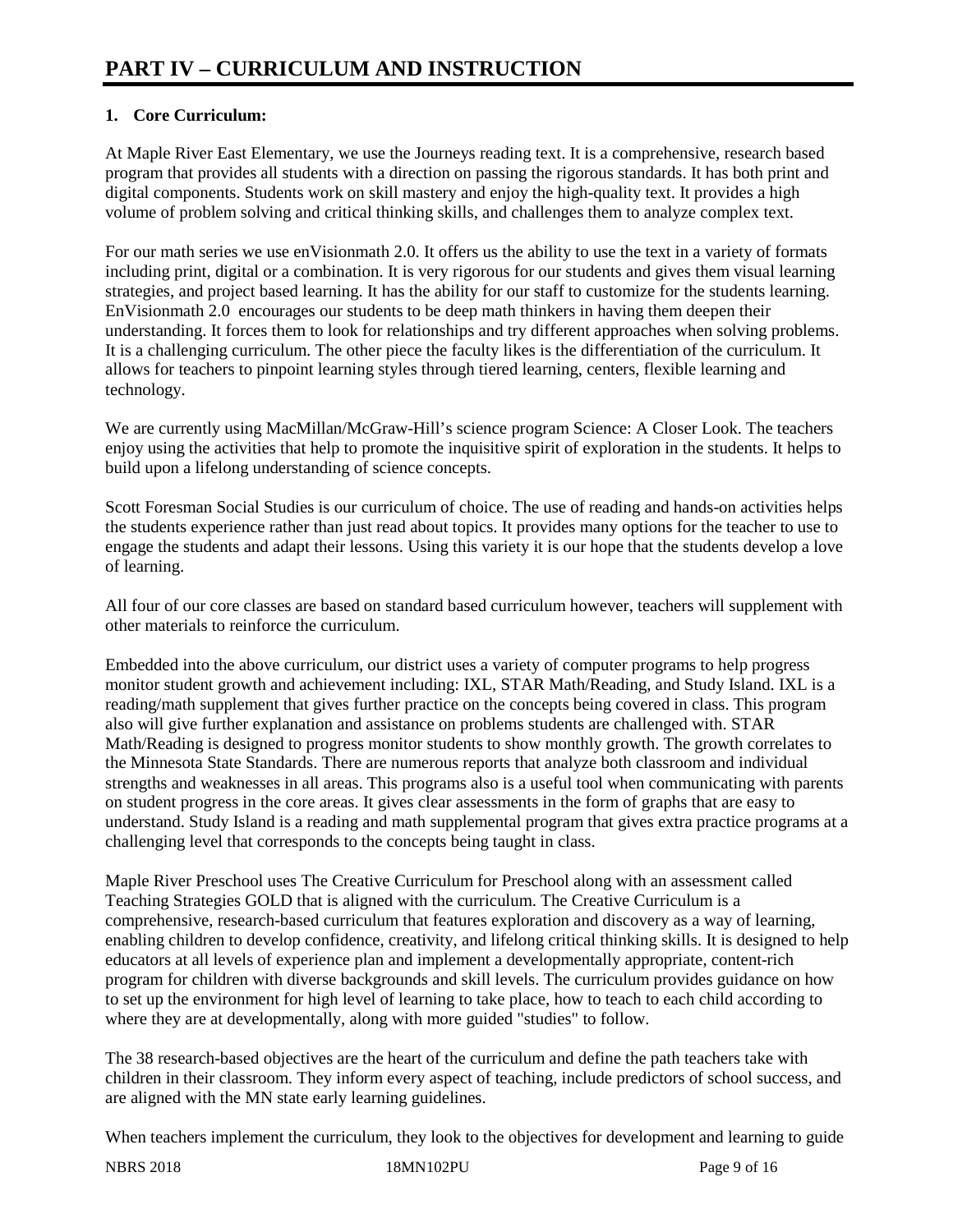# PART IV – CURRICULUM AND INSTRUCTION

**1. Core Curriculum:**

At Maple River East Elementary, we use the Journeys reading text. It is a comprehensive, research based program that provides all students with a direction on passing the rigorous standards. It has both print and digital components. Students work on skill mastery and enjoy the high-quality text. It provides a high volume of problem solving and critical thinking skills, and challenges them to analyze complex text.

For our math series we use enVisionmath 2.0. It offers us the ability to use the text in a variety of formats including print, digital or a combination. It is very rigorous for our students and gives them visual learning strategies, and project based learning. It has the ability for our staff to customize for the students learning. EnVisionmath 2.0 encourages our students to be deep math thinkers in having them deepen their understanding. It forces them to look for relationships and try different approaches when solving problems. It is a challenging curriculum. The other piece the faculty likes is the differentiation of the curriculum. It allows for teachers to pinpoint learning styles through tiered learning, centers, flexible learning and technology.

We are currently using MacMillan/McGraw-Hill's science program Science: A Closer Look. The teachers enjoy using the activities that help to promote the inquisitive spirit of exploration in the students. It helps to build upon a lifelong understanding of science concepts.

Scott Foresman Social Studies is our curriculum of choice. The use of reading and hands-on activities helps the students experience rather than just read about topics. It provides many options for the teacher to use to engage the students and adapt their lessons. Using this variety it is our hope that the students develop a love of learning.

All four of our core classes are based on standard based curriculum however, teachers will supplement with other materials to reinforce the curriculum.

Embedded into the above curriculum, our district uses a variety of computer programs to help progress monitor student growth and achievement including: IXL, STAR Math/Reading, and Study Island. IXL is a reading/math supplement that gives further practice on the concepts being covered in class. This program also will give further explanation and assistance on problems students are challenged with. STAR Math/Reading is designed to progress monitor students to show monthly growth. The growth correlates to the Minnesota State Standards. There are numerous reports that analyze both classroom and individual strengths and weaknesses in all areas. This programs also is a useful tool when communicating with parents on student progress in the core areas. It gives clear assessments in the form of graphs that are easy to understand. Study Island is a reading and math supplemental program that gives extra practice programs at a challenging level that corresponds to the concepts being taught in class.

Maple River Preschool uses The Creative Curriculum for Preschool along with an assessment called Teaching Strategies GOLD that is aligned with the curriculum. The Creative Curriculum is a comprehensive, research-based curriculum that features exploration and discovery as a way of learning, enabling children to develop confidence, creativity, and lifelong critical thinking skills. It is designed to help educators at all levels of experience plan and implement a developmentally appropriate, content-rich program for children with diverse backgrounds and skill levels. The curriculum provides guidance on how to set up the environment for high level of learning to take place, how to teach to each child according to where they are at developmentally, along with more guided "studies" to follow.

The 38 research-based objectives are the heart of the curriculum and define the path teachers take with children in their classroom. They inform every aspect of teaching, include predictors of school success, and are aligned with the MN state early learning guidelines.

When teachers implement the curriculum, they look to the objectives for development and learning to guide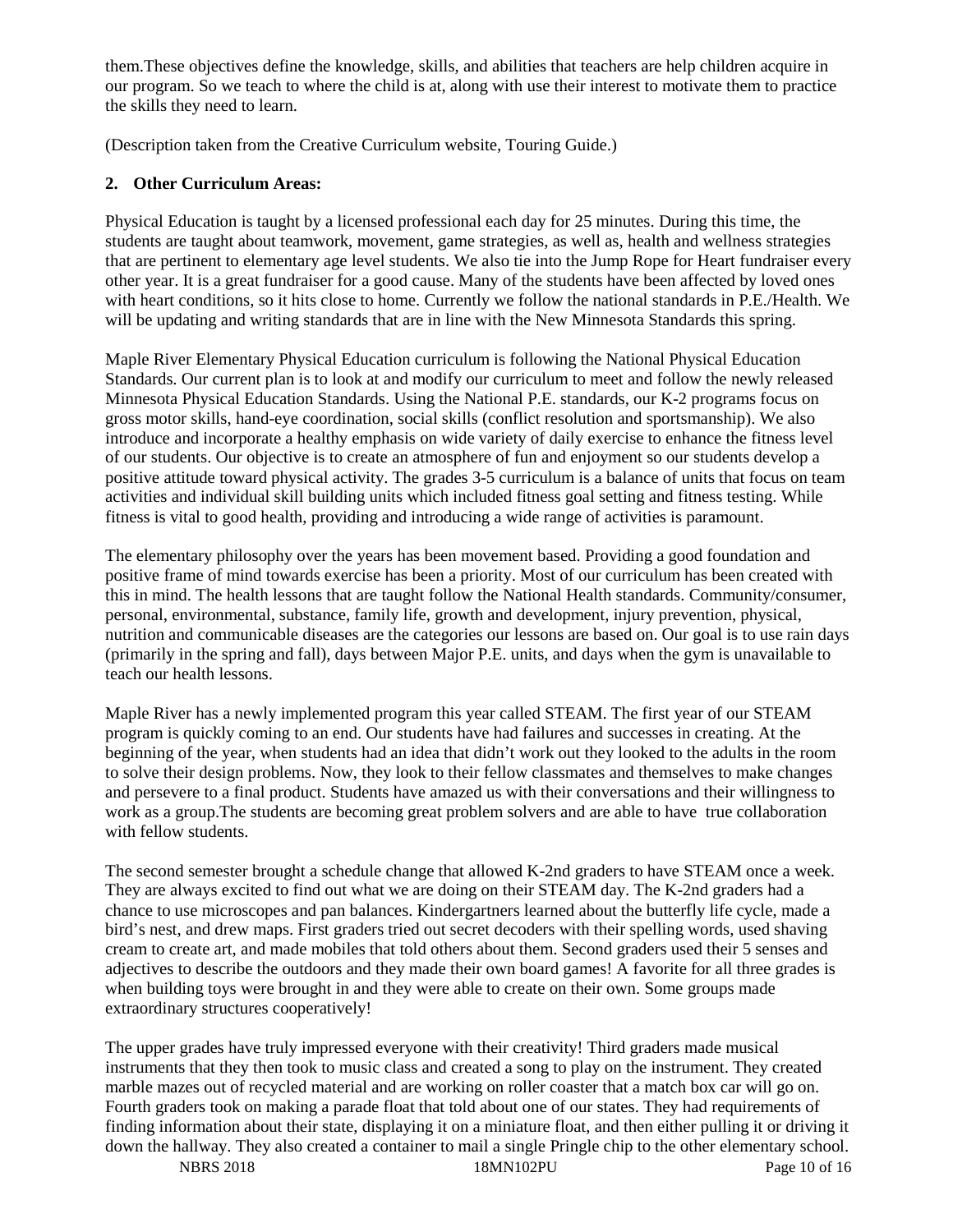them.These objectives define the knowledge, skills, and abilities that teachers are help children acquire in our program. So we teach to where the child is at, along with use their interest to motivate them to practice the skills they need to learn.

(Description taken from the Creative Curriculum website, Touring Guide.)

**2. Other Curriculum Areas:**

Physical Education is taught by a licensed professional each day for 25 minutes. During this time, the students are taught about teamwork, movement, game strategies, as well as, health and wellness strategies that are pertinent to elementary age level students. We also tie into the Jump Rope for Heart fundraiser every other year. It is a great fundraiser for a good cause. Many of the students have been affected by loved ones with heart conditions, so it hits close to home. Currently we follow the national standards in P.E./Health. We will be updating and writing standards that are in line with the New Minnesota Standards this spring.

Maple River Elementary Physical Education curriculum is following the National Physical Education Standards. Our current plan is to look at and modify our curriculum to meet and follow the newly released Minnesota Physical Education Standards. Using the National P.E. standards, our K-2 programs focus on gross motor skills, hand-eye coordination, social skills (conflict resolution and sportsmanship). We also introduce and incorporate a healthy emphasis on wide variety of daily exercise to enhance the fitness level of our students. Our objective is to create an atmosphere of fun and enjoyment so our students develop a positive attitude toward physical activity. The grades 3-5 curriculum is a balance of units that focus on team activities and individual skill building units which included fitness goal setting and fitness testing. While fitness is vital to good health, providing and introducing a wide range of activities is paramount.

The elementary philosophy over the years has been movement based. Providing a good foundation and positive frame of mind towards exercise has been a priority. Most of our curriculum has been created with this in mind. The health lessons that are taught follow the National Health standards. Community/consumer, personal, environmental, substance, family life, growth and development, injury prevention, physical, nutrition and communicable diseases are the categories our lessons are based on. Our goal is to use rain days (primarily in the spring and fall), days between Major P.E. units, and days when the gym is unavailable to teach our health lessons.

Maple River has a newly implemented program this year called STEAM. The first year of our STEAM program is quickly coming to an end. Our students have had failures and successes in creating. At the beginning of the year, when students had an idea that didn't work out they looked to the adults in the room to solve their design problems. Now, they look to their fellow classmates and themselves to make changes and persevere to a final product. Students have amazed us with their conversations and their willingness to work as a group.The students are becoming great problem solvers and are able to have true collaboration with fellow students.

The second semester brought a schedule change that allowed K-2nd graders to have STEAM once a week. They are always excited to find out what we are doing on their STEAM day. The K-2nd graders had a chance to use microscopes and pan balances. Kindergartners learned about the butterfly life cycle, made a bird's nest, and drew maps. First graders tried out secret decoders with their spelling words, used shaving cream to create art, and made mobiles that told others about them. Second graders used their 5 senses and adjectives to describe the outdoors and they made their own board games! A favorite for all three grades is when building toys were brought in and they were able to create on their own. Some groups made extraordinary structures cooperatively!

The upper grades have truly impressed everyone with their creativity! Third graders made musical instruments that they then took to music class and created a song to play on the instrument. They created marble mazes out of recycled material and are working on roller coaster that a match box car will go on. Fourth graders took on making a parade float that told about one of our states. They had requirements of finding information about their state, displaying it on a miniature float, and then either pulling it or driving it down the hallway. They also created a container to mail a single Pringle chip to the other elementary school.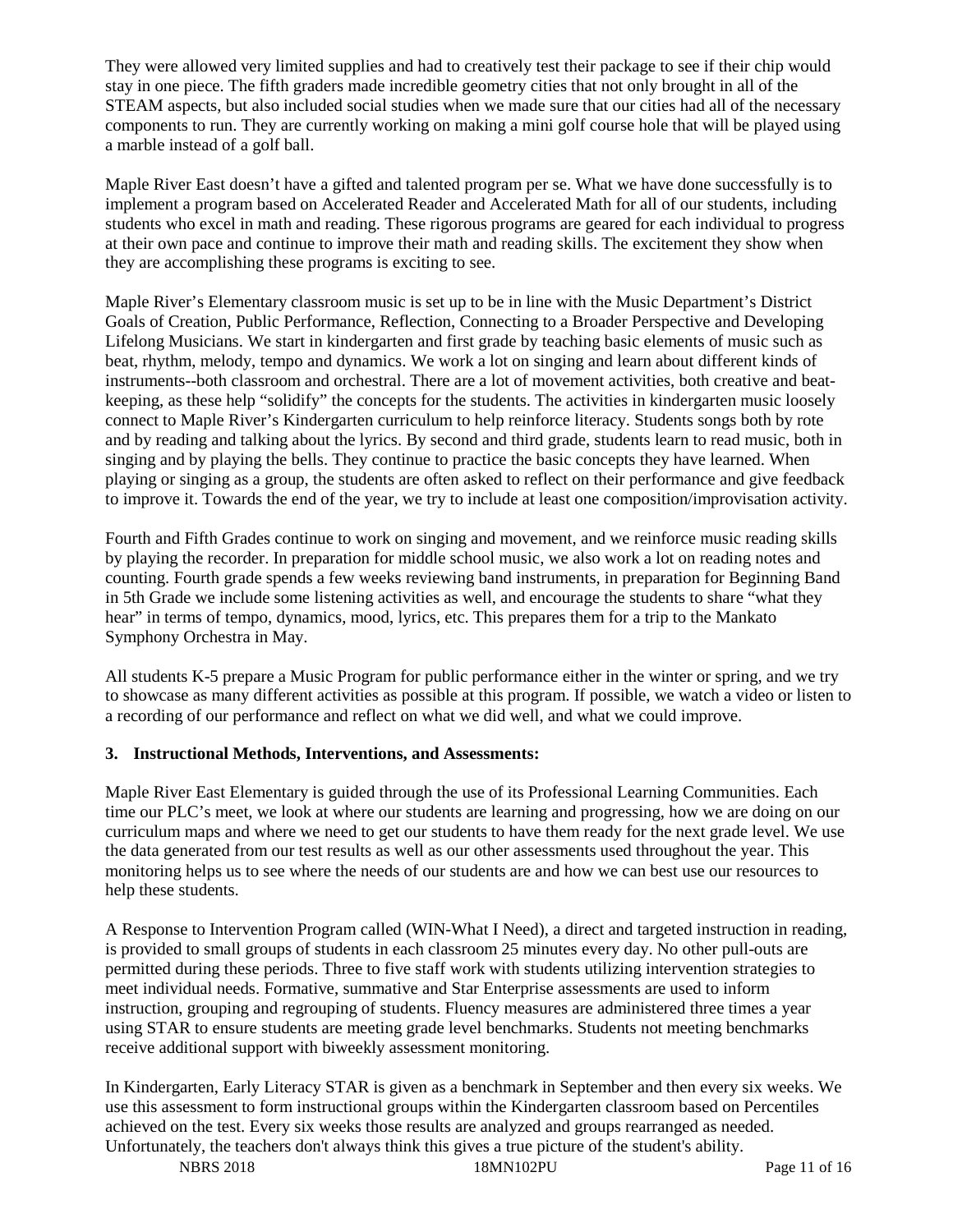They were allowed very limited supplies and had to creatively test their package to see if their chip would stay in one piece. The fifth graders made incredible geometry cities that not only brought in all of the STEAM aspects, but also included social studies when we made sure that our cities had all of the necessary components to run. They are currently working on making a mini golf course hole that will be played using a marble instead of a golf ball.

Maple River East doesn't have a gifted and talented program per se. What we have done successfully is to implement a program based on Accelerated Reader and Accelerated Math for all of our students, including students who excel in math and reading. These rigorous programs are geared for each individual to progress at their own pace and continue to improve their math and reading skills. The excitement they show when they are accomplishing these programs is exciting to see.

Maple River's Elementary classroom music is set up to be in line with the Music Department's District Goals of Creation, Public Performance, Reflection, Connecting to a Broader Perspective and Developing Lifelong Musicians. We start in kindergarten and first grade by teaching basic elements of music such as beat, rhythm, melody, tempo and dynamics. We work a lot on singing and learn about different kinds of instruments--both classroom and orchestral. There are a lot of movement activities, both creative and beat-keeping, as these help "solidify" the concepts for the students. The activities in kindergarten music loosely connect to Maple River's Kindergarten curriculum to help reinforce literacy. Students songs both by rote and by reading and talking about the lyrics. By second and third grade, students learn to read music, both in singing and by playing the bells. They continue to practice the basic concepts they have learned. When playing or singing as a group, the students are often asked to reflect on their performance and give feedback to improve it. Towards the end of the year, we try to include at least one composition/improvisation activity.

Fourth and Fifth Grades continue to work on singing and movement, and we reinforce music reading skills by playing the recorder. In preparation for middle school music, we also work a lot on reading notes and counting. Fourth grade spends a few weeks reviewing band instruments, in preparation for Beginning Band in 5th Grade we include some listening activities as well, and encourage the students to share "what they hear" in terms of tempo, dynamics, mood, lyrics, etc. This prepares them for a trip to the Mankato Symphony Orchestra in May.

All students K-5 prepare a Music Program for public performance either in the winter or spring, and we try to showcase as many different activities as possible at this program. If possible, we watch a video or listen to a recording of our performance and reflect on what we did well, and what we could improve.

**3. Instructional Methods, Interventions, and Assessments:**

Maple River East Elementary is guided through the use of its Professional Learning Communities. Each time our PLC's meet, we look at where our students are learning and progressing, how we are doing on our curriculum maps and where we need to get our students to have them ready for the next grade level. We use the data generated from our test results as well as our other assessments used throughout the year. This monitoring helps us to see where the needs of our students are and how we can best use our resources to help these students.

A Response to Intervention Program called (WIN-What I Need), a direct and targeted instruction in reading, is provided to small groups of students in each classroom 25 minutes every day. No other pull-outs are permitted during these periods. Three to five staff work with students utilizing intervention strategies to meet individual needs. Formative, summative and Star Enterprise assessments are used to inform instruction, grouping and regrouping of students. Fluency measures are administered three times a year using STAR to ensure students are meeting grade level benchmarks. Students not meeting benchmarks receive additional support with biweekly assessment monitoring.

In Kindergarten, Early Literacy STAR is given as a benchmark in September and then every six weeks. We use this assessment to form instructional groups within the Kindergarten classroom based on Percentiles achieved on the test. Every six weeks those results are analyzed and groups rearranged as needed. Unfortunately, the teachers don't always think this gives a true picture of the student's ability.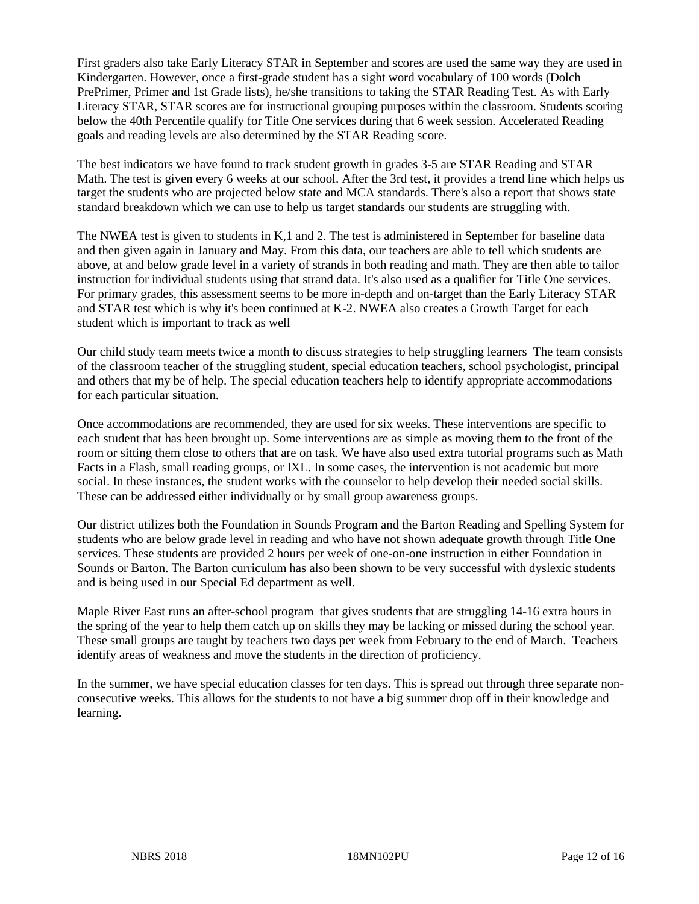First graders also take Early Literacy STAR in September and scores are used the same way they are used in Kindergarten. However, once a first-grade student has a sight word vocabulary of 100 words (Dolch PrePrimer, Primer and 1st Grade lists), he/she transitions to taking the STAR Reading Test. As with Early Literacy STAR, STAR scores are for instructional grouping purposes within the classroom. Students scoring below the 40th Percentile qualify for Title One services during that 6 week session. Accelerated Reading goals and reading levels are also determined by the STAR Reading score.

The best indicators we have found to track student growth in grades 3-5 are STAR Reading and STAR Math. The test is given every 6 weeks at our school. After the 3rd test, it provides a trend line which helps us target the students who are projected below state and MCA standards. There's also a report that shows state standard breakdown which we can use to help us target standards our students are struggling with.

The NWEA test is given to students in K,1 and 2. The test is administered in September for baseline data and then given again in January and May. From this data, our teachers are able to tell which students are above, at and below grade level in a variety of strands in both reading and math. They are then able to tailor instruction for individual students using that strand data. It's also used as a qualifier for Title One services. For primary grades, this assessment seems to be more in-depth and on-target than the Early Literacy STAR and STAR test which is why it's been continued at K-2. NWEA also creates a Growth Target for each student which is important to track as well

Our child study team meets twice a month to discuss strategies to help struggling learners The team consists of the classroom teacher of the struggling student, special education teachers, school psychologist, principal and others that my be of help. The special education teachers help to identify appropriate accommodations for each particular situation.

Once accommodations are recommended, they are used for six weeks. These interventions are specific to each student that has been brought up. Some interventions are as simple as moving them to the front of the room or sitting them close to others that are on task. We have also used extra tutorial programs such as Math Facts in a Flash, small reading groups, or IXL. In some cases, the intervention is not academic but more social. In these instances, the student works with the counselor to help develop their needed social skills. These can be addressed either individually or by small group awareness groups.

Our district utilizes both the Foundation in Sounds Program and the Barton Reading and Spelling System for students who are below grade level in reading and who have not shown adequate growth through Title One services. These students are provided 2 hours per week of one-on-one instruction in either Foundation in Sounds or Barton. The Barton curriculum has also been shown to be very successful with dyslexic students and is being used in our Special Ed department as well.

Maple River East runs an after-school program that gives students that are struggling 14-16 extra hours in the spring of the year to help them catch up on skills they may be lacking or missed during the school year. These small groups are taught by teachers two days per week from February to the end of March. Teachers identify areas of weakness and move the students in the direction of proficiency.

In the summer, we have special education classes for ten days. This is spread out through three separate non-consecutive weeks. This allows for the students to not have a big summer drop off in their knowledge and learning.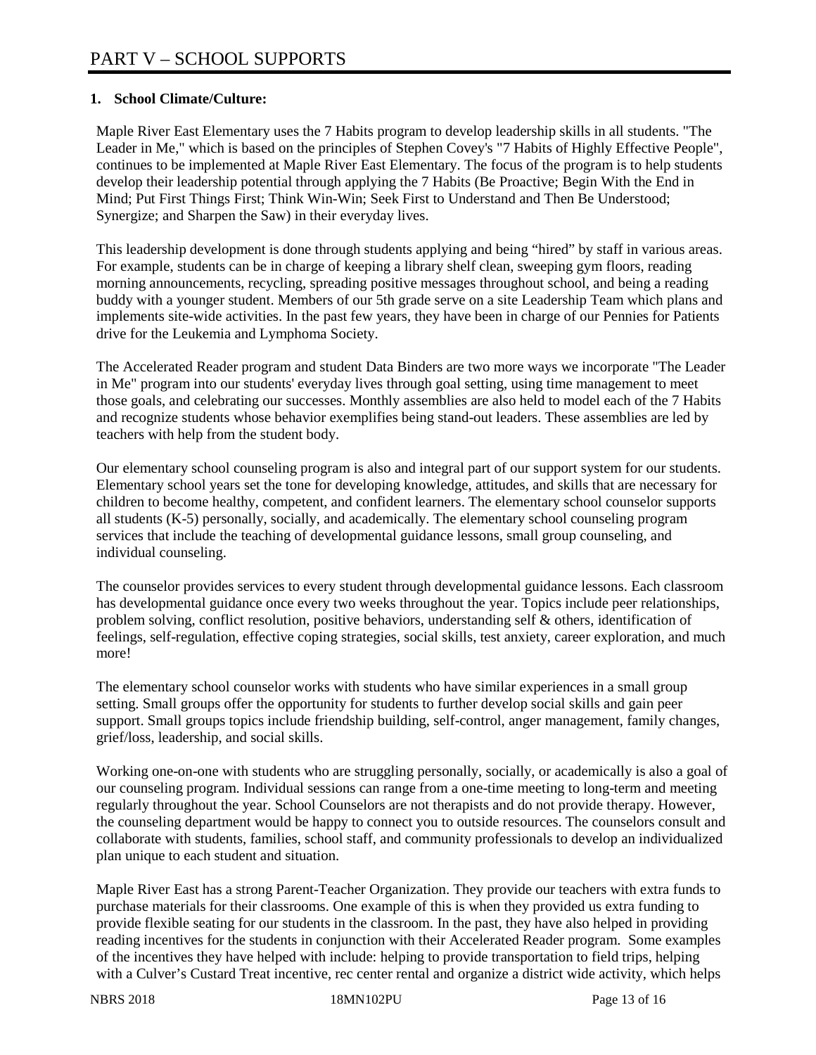# PART V – SCHOOL SUPPORTS

**1. School Climate/Culture:**

Maple River East Elementary uses the 7 Habits program to develop leadership skills in all students. "The Leader in Me," which is based on the principles of Stephen Covey's "7 Habits of Highly Effective People", continues to be implemented at Maple River East Elementary. The focus of the program is to help students develop their leadership potential through applying the 7 Habits (Be Proactive; Begin With the End in Mind; Put First Things First; Think Win-Win; Seek First to Understand and Then Be Understood; Synergize; and Sharpen the Saw) in their everyday lives.

This leadership development is done through students applying and being "hired" by staff in various areas. For example, students can be in charge of keeping a library shelf clean, sweeping gym floors, reading morning announcements, recycling, spreading positive messages throughout school, and being a reading buddy with a younger student. Members of our 5th grade serve on a site Leadership Team which plans and implements site-wide activities. In the past few years, they have been in charge of our Pennies for Patients drive for the Leukemia and Lymphoma Society.

The Accelerated Reader program and student Data Binders are two more ways we incorporate "The Leader in Me" program into our students' everyday lives through goal setting, using time management to meet those goals, and celebrating our successes. Monthly assemblies are also held to model each of the 7 Habits and recognize students whose behavior exemplifies being stand-out leaders. These assemblies are led by teachers with help from the student body.

Our elementary school counseling program is also and integral part of our support system for our students. Elementary school years set the tone for developing knowledge, attitudes, and skills that are necessary for children to become healthy, competent, and confident learners. The elementary school counselor supports all students (K-5) personally, socially, and academically. The elementary school counseling program services that include the teaching of developmental guidance lessons, small group counseling, and individual counseling.

The counselor provides services to every student through developmental guidance lessons. Each classroom has developmental guidance once every two weeks throughout the year. Topics include peer relationships, problem solving, conflict resolution, positive behaviors, understanding self & others, identification of feelings, self-regulation, effective coping strategies, social skills, test anxiety, career exploration, and much more!

The elementary school counselor works with students who have similar experiences in a small group setting. Small groups offer the opportunity for students to further develop social skills and gain peer support. Small groups topics include friendship building, self-control, anger management, family changes, grief/loss, leadership, and social skills.

Working one-on-one with students who are struggling personally, socially, or academically is also a goal of our counseling program. Individual sessions can range from a one-time meeting to long-term and meeting regularly throughout the year. School Counselors are not therapists and do not provide therapy. However, the counseling department would be happy to connect you to outside resources. The counselors consult and collaborate with students, families, school staff, and community professionals to develop an individualized plan unique to each student and situation.

Maple River East has a strong Parent-Teacher Organization. They provide our teachers with extra funds to purchase materials for their classrooms. One example of this is when they provided us extra funding to provide flexible seating for our students in the classroom. In the past, they have also helped in providing reading incentives for the students in conjunction with their Accelerated Reader program. Some examples of the incentives they have helped with include: helping to provide transportation to field trips, helping with a Culver's Custard Treat incentive, rec center rental and organize a district wide activity, which helps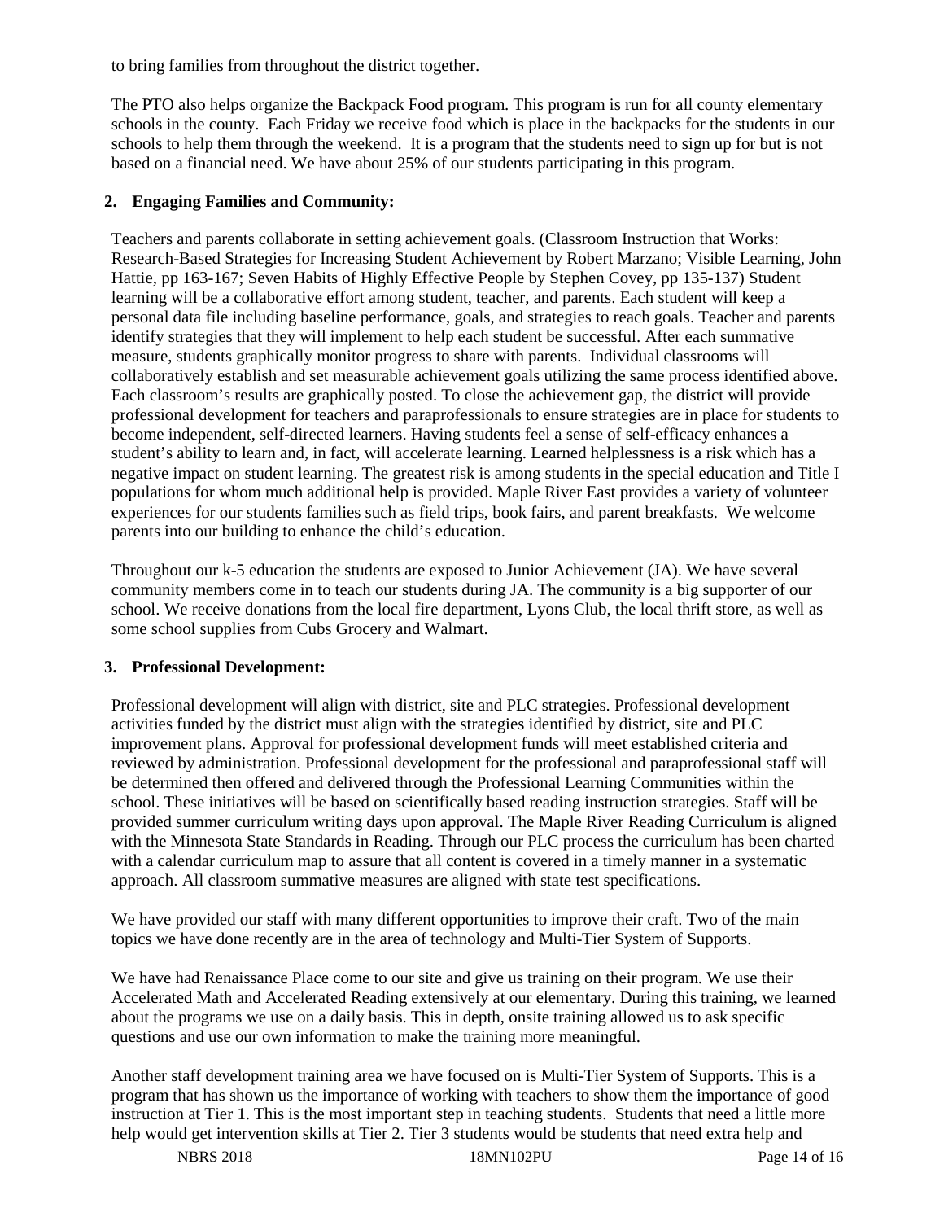to bring families from throughout the district together.

The PTO also helps organize the Backpack Food program. This program is run for all county elementary schools in the county. Each Friday we receive food which is place in the backpacks for the students in our schools to help them through the weekend. It is a program that the students need to sign up for but is not based on a financial need. We have about 25% of our students participating in this program.

## 2. Engaging Families and Community:

Teachers and parents collaborate in setting achievement goals. (Classroom Instruction that Works: Research-Based Strategies for Increasing Student Achievement by Robert Marzano; Visible Learning, John Hattie, pp 163-167; Seven Habits of Highly Effective People by Stephen Covey, pp 135-137) Student learning will be a collaborative effort among student, teacher, and parents. Each student will keep a personal data file including baseline performance, goals, and strategies to reach goals. Teacher and parents identify strategies that they will implement to help each student be successful. After each summative measure, students graphically monitor progress to share with parents. Individual classrooms will collaboratively establish and set measurable achievement goals utilizing the same process identified above. Each classroom's results are graphically posted. To close the achievement gap, the district will provide professional development for teachers and paraprofessionals to ensure strategies are in place for students to become independent, self-directed learners. Having students feel a sense of self-efficacy enhances a student's ability to learn and, in fact, will accelerate learning. Learned helplessness is a risk which has a negative impact on student learning. The greatest risk is among students in the special education and Title I populations for whom much additional help is provided. Maple River East provides a variety of volunteer experiences for our students families such as field trips, book fairs, and parent breakfasts. We welcome parents into our building to enhance the child's education.

Throughout our k-5 education the students are exposed to Junior Achievement (JA). We have several community members come in to teach our students during JA. The community is a big supporter of our school. We receive donations from the local fire department, Lyons Club, the local thrift store, as well as some school supplies from Cubs Grocery and Walmart.

## 3. Professional Development:

Professional development will align with district, site and PLC strategies. Professional development activities funded by the district must align with the strategies identified by district, site and PLC improvement plans. Approval for professional development funds will meet established criteria and reviewed by administration. Professional development for the professional and paraprofessional staff will be determined then offered and delivered through the Professional Learning Communities within the school. These initiatives will be based on scientifically based reading instruction strategies. Staff will be provided summer curriculum writing days upon approval. The Maple River Reading Curriculum is aligned with the Minnesota State Standards in Reading. Through our PLC process the curriculum has been charted with a calendar curriculum map to assure that all content is covered in a timely manner in a systematic approach. All classroom summative measures are aligned with state test specifications.

We have provided our staff with many different opportunities to improve their craft. Two of the main topics we have done recently are in the area of technology and Multi-Tier System of Supports.

We have had Renaissance Place come to our site and give us training on their program. We use their Accelerated Math and Accelerated Reading extensively at our elementary. During this training, we learned about the programs we use on a daily basis. This in depth, onsite training allowed us to ask specific questions and use our own information to make the training more meaningful.

Another staff development training area we have focused on is Multi-Tier System of Supports. This is a program that has shown us the importance of working with teachers to show them the importance of good instruction at Tier 1. This is the most important step in teaching students. Students that need a little more help would get intervention skills at Tier 2. Tier 3 students would be students that need extra help and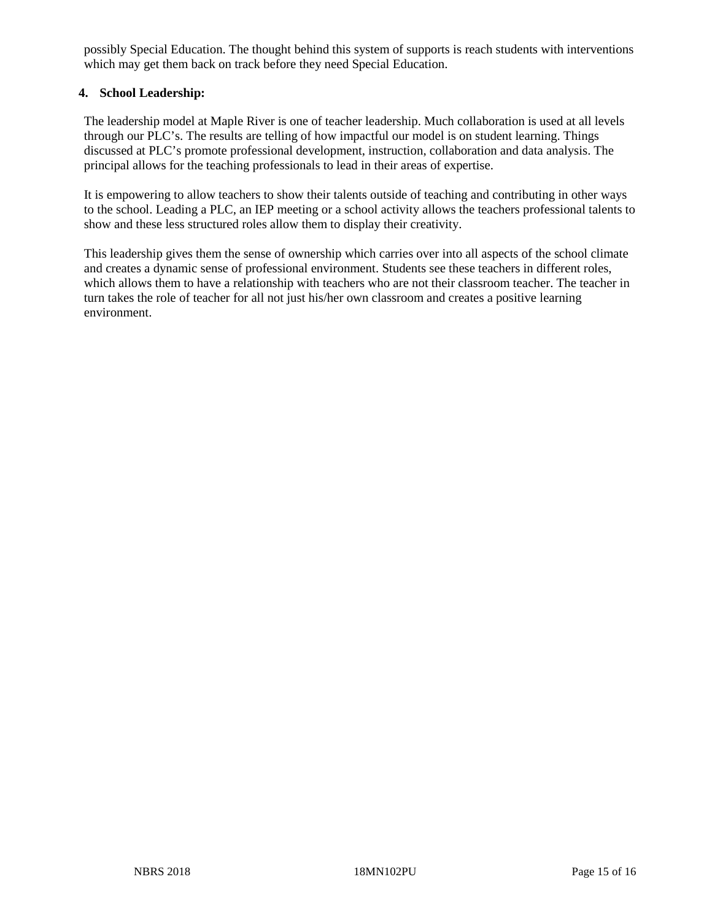possibly Special Education. The thought behind this system of supports is reach students with interventions which may get them back on track before they need Special Education.

**4. School Leadership:**

The leadership model at Maple River is one of teacher leadership. Much collaboration is used at all levels through our PLC's. The results are telling of how impactful our model is on student learning. Things discussed at PLC's promote professional development, instruction, collaboration and data analysis. The principal allows for the teaching professionals to lead in their areas of expertise.

It is empowering to allow teachers to show their talents outside of teaching and contributing in other ways to the school. Leading a PLC, an IEP meeting or a school activity allows the teachers professional talents to show and these less structured roles allow them to display their creativity.

This leadership gives them the sense of ownership which carries over into all aspects of the school climate and creates a dynamic sense of professional environment. Students see these teachers in different roles, which allows them to have a relationship with teachers who are not their classroom teacher. The teacher in turn takes the role of teacher for all not just his/her own classroom and creates a positive learning environment.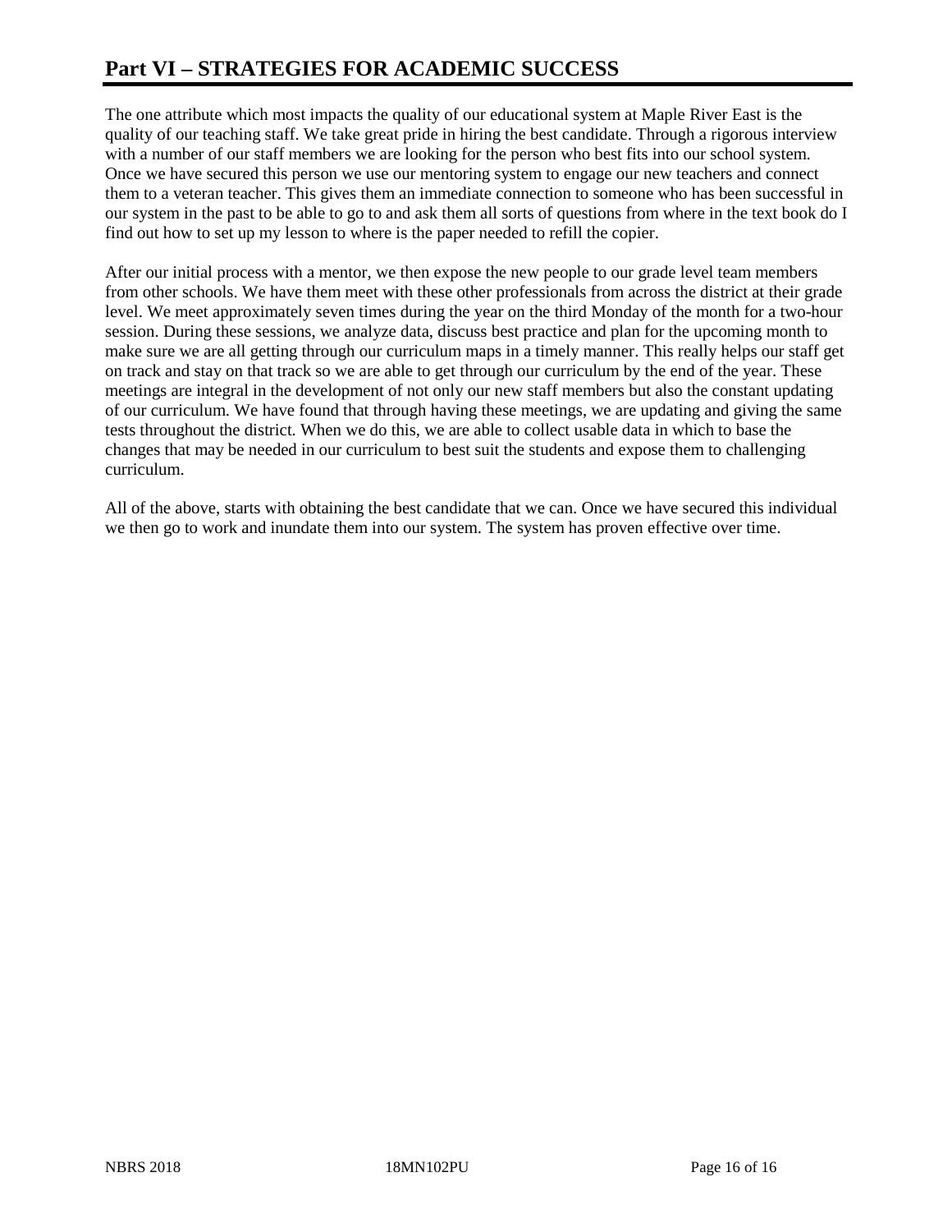# Part VI – STRATEGIES FOR ACADEMIC SUCCESS

The one attribute which most impacts the quality of our educational system at Maple River East is the quality of our teaching staff. We take great pride in hiring the best candidate. Through a rigorous interview with a number of our staff members we are looking for the person who best fits into our school system. Once we have secured this person we use our mentoring system to engage our new teachers and connect them to a veteran teacher. This gives them an immediate connection to someone who has been successful in our system in the past to be able to go to and ask them all sorts of questions from where in the text book do I find out how to set up my lesson to where is the paper needed to refill the copier.

After our initial process with a mentor, we then expose the new people to our grade level team members from other schools. We have them meet with these other professionals from across the district at their grade level. We meet approximately seven times during the year on the third Monday of the month for a two-hour session. During these sessions, we analyze data, discuss best practice and plan for the upcoming month to make sure we are all getting through our curriculum maps in a timely manner. This really helps our staff get on track and stay on that track so we are able to get through our curriculum by the end of the year. These meetings are integral in the development of not only our new staff members but also the constant updating of our curriculum. We have found that through having these meetings, we are updating and giving the same tests throughout the district. When we do this, we are able to collect usable data in which to base the changes that may be needed in our curriculum to best suit the students and expose them to challenging curriculum.

All of the above, starts with obtaining the best candidate that we can. Once we have secured this individual we then go to work and inundate them into our system. The system has proven effective over time.